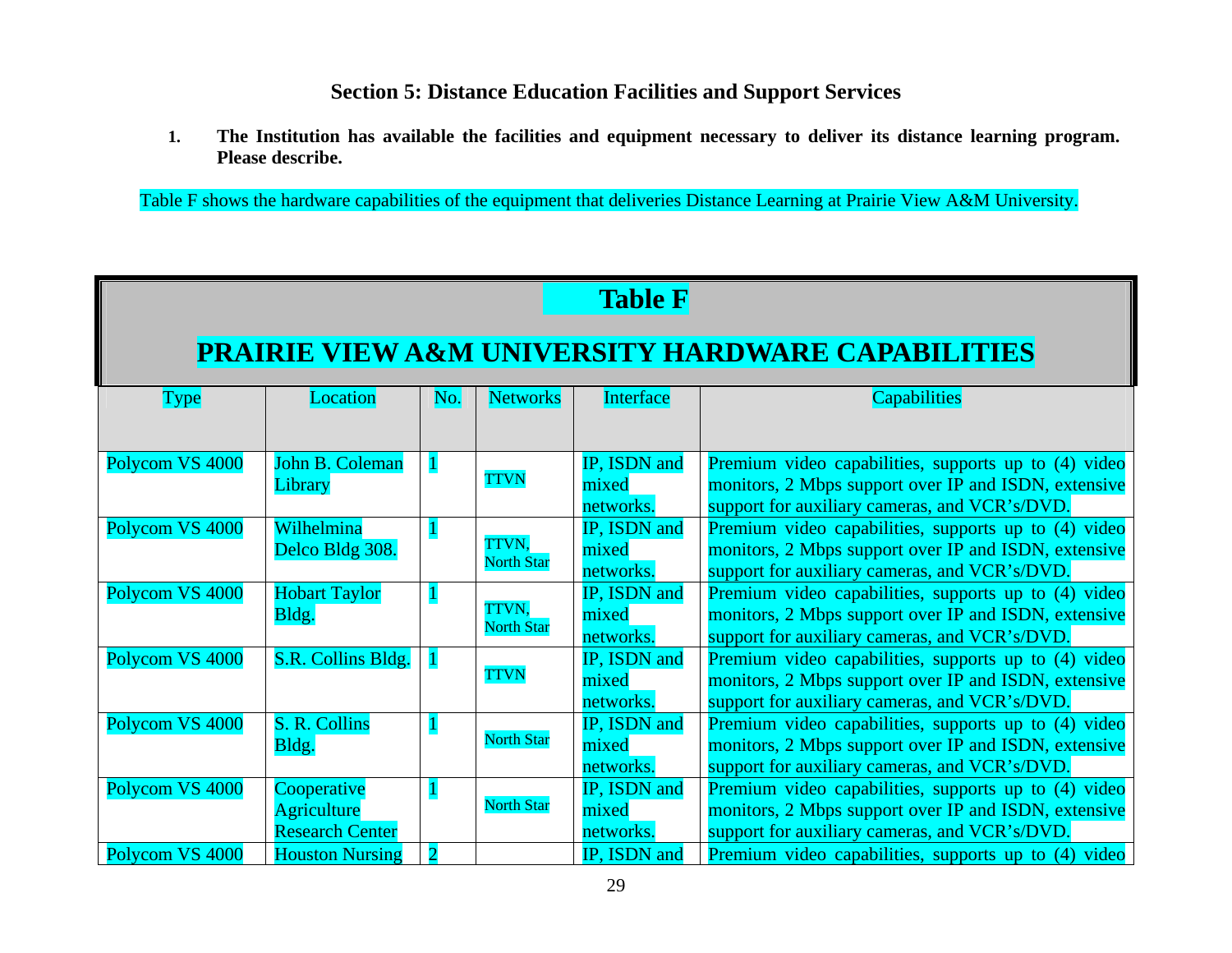## Section 5: Distance Education Facilities and Support Services

1. **The Institution has available the facilities and equipment necessary to deliver its distance learning program. Please describe.**

Table F shows the hardware capabilities of the equipment that deliveries Distance Learning at Prairie View A&M University.

**Table F**

**PRAIRIE VIEW A&M UNIVERSITY HARDWARE CAPABILITIES**

| Type | Location | No. | Networks | Interface | Capabilities |
|---|---|---|---|---|---|
| Polycom VS 4000 | John B. Coleman Library | 1 | TTVN | IP, ISDN and mixed networks. | Premium video capabilities, supports up to (4) video monitors, 2 Mbps support over IP and ISDN, extensive support for auxiliary cameras, and VCR's/DVD. |
| Polycom VS 4000 | Wilhelmina Delco Bldg 308. | 1 | TTVN, North Star | IP, ISDN and mixed networks. | Premium video capabilities, supports up to (4) video monitors, 2 Mbps support over IP and ISDN, extensive support for auxiliary cameras, and VCR's/DVD. |
| Polycom VS 4000 | Hobart Taylor Bldg. | 1 | TTVN, North Star | IP, ISDN and mixed networks. | Premium video capabilities, supports up to (4) video monitors, 2 Mbps support over IP and ISDN, extensive support for auxiliary cameras, and VCR's/DVD. |
| Polycom VS 4000 | S.R. Collins Bldg. | 1 | TTVN | IP, ISDN and mixed networks. | Premium video capabilities, supports up to (4) video monitors, 2 Mbps support over IP and ISDN, extensive support for auxiliary cameras, and VCR's/DVD. |
| Polycom VS 4000 | S. R. Collins Bldg. | 1 | North Star | IP, ISDN and mixed networks. | Premium video capabilities, supports up to (4) video monitors, 2 Mbps support over IP and ISDN, extensive support for auxiliary cameras, and VCR's/DVD. |
| Polycom VS 4000 | Cooperative Agriculture Research Center | 1 | North Star | IP, ISDN and mixed networks. | Premium video capabilities, supports up to (4) video monitors, 2 Mbps support over IP and ISDN, extensive support for auxiliary cameras, and VCR's/DVD. |
| Polycom VS 4000 | Houston Nursing | 2 | | IP, ISDN and | Premium video capabilities, supports up to (4) video |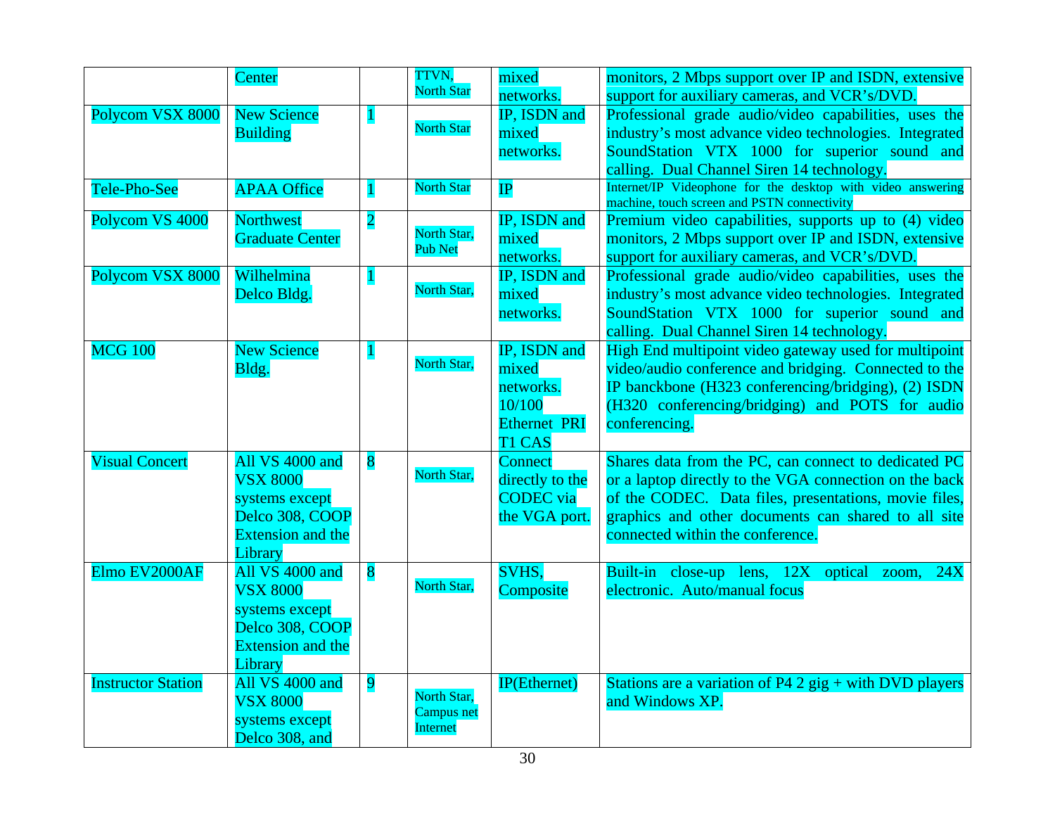| | Center | | TTVN, North Star | mixed networks. | monitors, 2 Mbps support over IP and ISDN, extensive support for auxiliary cameras, and VCR's/DVD. |
|---|---|---|---|---|---|
| Polycom VSX 8000 | New Science Building | 1 | North Star | IP, ISDN and mixed networks. | Professional grade audio/video capabilities, uses the industry's most advance video technologies. Integrated SoundStation VTX 1000 for superior sound and calling. Dual Channel Siren 14 technology. |
| Tele-Pho-See | APAA Office | 1 | North Star | IP | Internet/IP Videophone for the desktop with video answering machine, touch screen and PSTN connectivity |
| Polycom VS 4000 | Northwest Graduate Center | 2 | North Star, Pub Net | IP, ISDN and mixed networks. | Premium video capabilities, supports up to (4) video monitors, 2 Mbps support over IP and ISDN, extensive support for auxiliary cameras, and VCR's/DVD. |
| Polycom VSX 8000 | Wilhelmina Delco Bldg. | 1 | North Star, | IP, ISDN and mixed networks. | Professional grade audio/video capabilities, uses the industry's most advance video technologies. Integrated SoundStation VTX 1000 for superior sound and calling. Dual Channel Siren 14 technology. |
| MCG 100 | New Science Bldg. | 1 | North Star, | IP, ISDN and mixed networks. 10/100 Ethernet PRI T1 CAS | High End multipoint video gateway used for multipoint video/audio conference and bridging. Connected to the IP banckbone (H323 conferencing/bridging), (2) ISDN (H320 conferencing/bridging) and POTS for audio conferencing. |
| Visual Concert | All VS 4000 and VSX 8000 systems except Delco 308, COOP Extension and the Library | 8 | North Star, | Connect directly to the CODEC via the VGA port. | Shares data from the PC, can connect to dedicated PC or a laptop directly to the VGA connection on the back of the CODEC. Data files, presentations, movie files, graphics and other documents can shared to all site connected within the conference. |
| Elmo EV2000AF | All VS 4000 and VSX 8000 systems except Delco 308, COOP Extension and the Library | 8 | North Star, | SVHS, Composite | Built-in close-up lens, 12X optical zoom, 24X electronic. Auto/manual focus |
| Instructor Station | All VS 4000 and VSX 8000 systems except Delco 308, and | 9 | North Star, Campus net Internet | IP(Ethernet) | Stations are a variation of P4 2 gig + with DVD players and Windows XP. |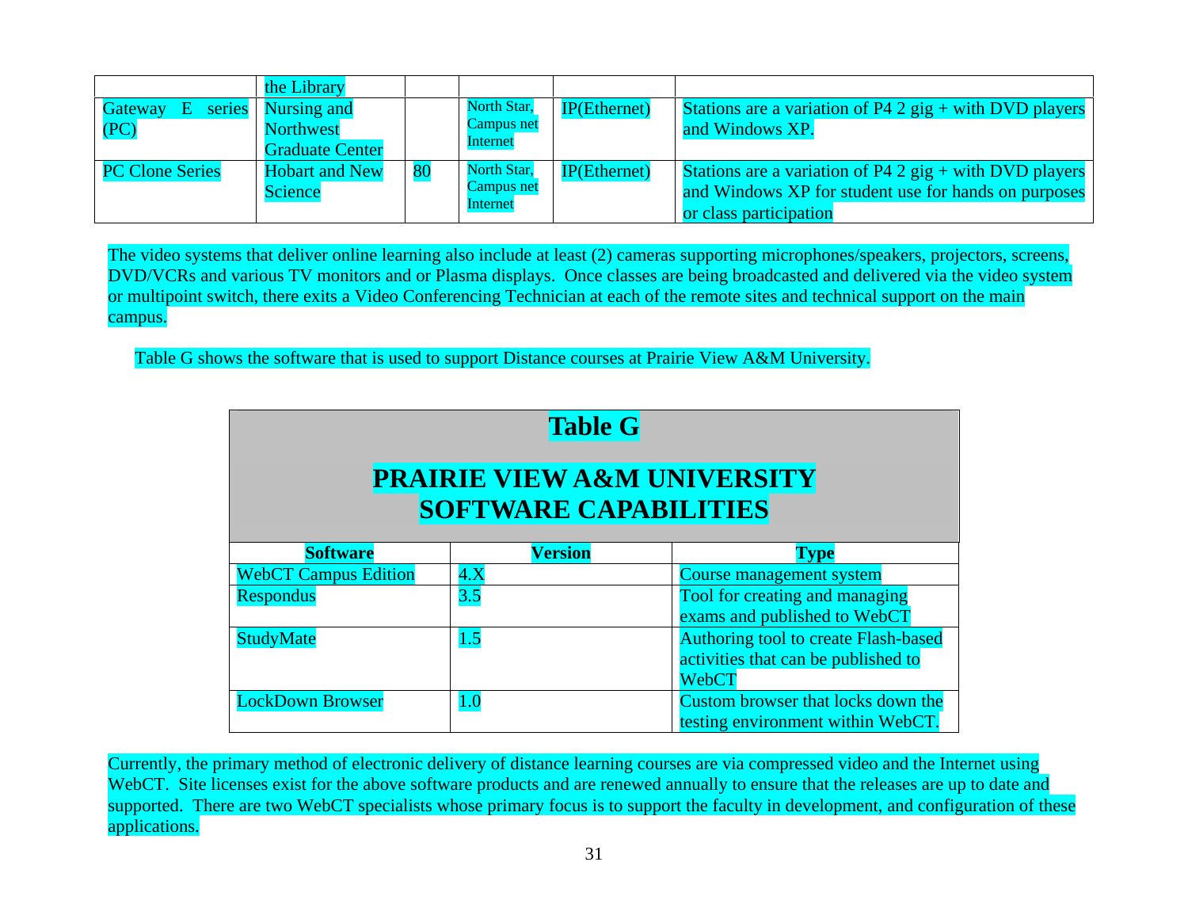| | | | | | |
|---|---|---|---|---|---|
| | the Library | | | | |
| Gateway E series (PC) | Nursing and Northwest Graduate Center | | North Star, Campus net Internet | IP(Ethernet) | Stations are a variation of P4 2 gig + with DVD players and Windows XP. |
| PC Clone Series | Hobart and New Science | 80 | North Star, Campus net Internet | IP(Ethernet) | Stations are a variation of P4 2 gig + with DVD players and Windows XP for student use for hands on purposes or class participation |

The video systems that deliver online learning also include at least (2) cameras supporting microphones/speakers, projectors, screens, DVD/VCRs and various TV monitors and or Plasma displays. Once classes are being broadcasted and delivered via the video system or multipoint switch, there exits a Video Conferencing Technician at each of the remote sites and technical support on the main campus.

Table G shows the software that is used to support Distance courses at Prairie View A&M University.

**Table G**

**PRAIRIE VIEW A&M UNIVERSITY SOFTWARE CAPABILITIES**

| Software | Version | Type |
|---|---|---|
| WebCT Campus Edition | 4.X | Course management system |
| Respondus | 3.5 | Tool for creating and managing exams and published to WebCT |
| StudyMate | 1.5 | Authoring tool to create Flash-based activities that can be published to WebCT |
| LockDown Browser | 1.0 | Custom browser that locks down the testing environment within WebCT. |

Currently, the primary method of electronic delivery of distance learning courses are via compressed video and the Internet using WebCT. Site licenses exist for the above software products and are renewed annually to ensure that the releases are up to date and supported. There are two WebCT specialists whose primary focus is to support the faculty in development, and configuration of these applications.